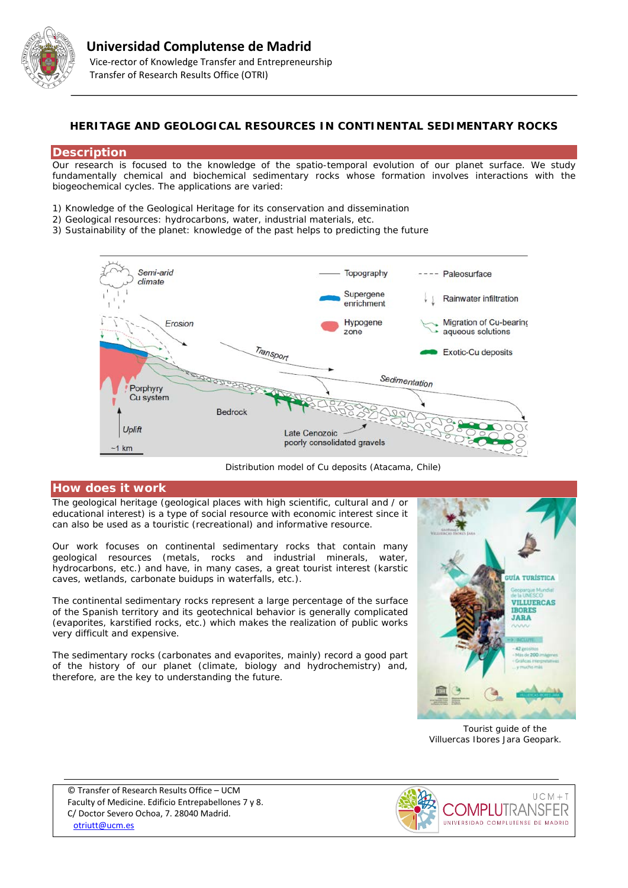**Universidad Complutense de Madrid**
Vice-rector of Knowledge Transfer and Entrepreneurship
Transfer of Research Results Office (OTRI)

# HERITAGE AND GEOLOGICAL RESOURCES IN CONTINENTAL SEDIMENTARY ROCKS

## Description

Our research is focused to the knowledge of the spatio-temporal evolution of our planet surface. We study fundamentally chemical and biochemical sedimentary rocks whose formation involves interactions with the biogeochemical cycles. The applications are varied:

1) Knowledge of the Geological Heritage for its conservation and dissemination
2) Geological resources: hydrocarbons, water, industrial materials, etc.
3) Sustainability of the planet: knowledge of the past helps to predicting the future

Distribution model of Cu deposits (Atacama, Chile)

## How does it work

The geological heritage (geological places with high scientific, cultural and / or educational interest) is a type of social resource with economic interest since it can also be used as a touristic (recreational) and informative resource.

Our work focuses on continental sedimentary rocks that contain many geological resources (metals, rocks and industrial minerals, water, hydrocarbons, etc.) and have, in many cases, a great tourist interest (karstic caves, wetlands, carbonate buidups in waterfalls, etc.).

The continental sedimentary rocks represent a large percentage of the surface of the Spanish territory and its geotechnical behavior is generally complicated (evaporites, karstified rocks, etc.) which makes the realization of public works very difficult and expensive.

The sedimentary rocks (carbonates and evaporites, mainly) record a good part of the history of our planet (climate, biology and hydrochemistry) and, therefore, are the key to understanding the future.

Tourist guide of the Villuercas Ibores Jara Geopark.

© Transfer of Research Results Office – UCM
Faculty of Medicine. Edificio Entrepabellones 7 y 8.
C/ Doctor Severo Ochoa, 7. 28040 Madrid.
otriutt@ucm.es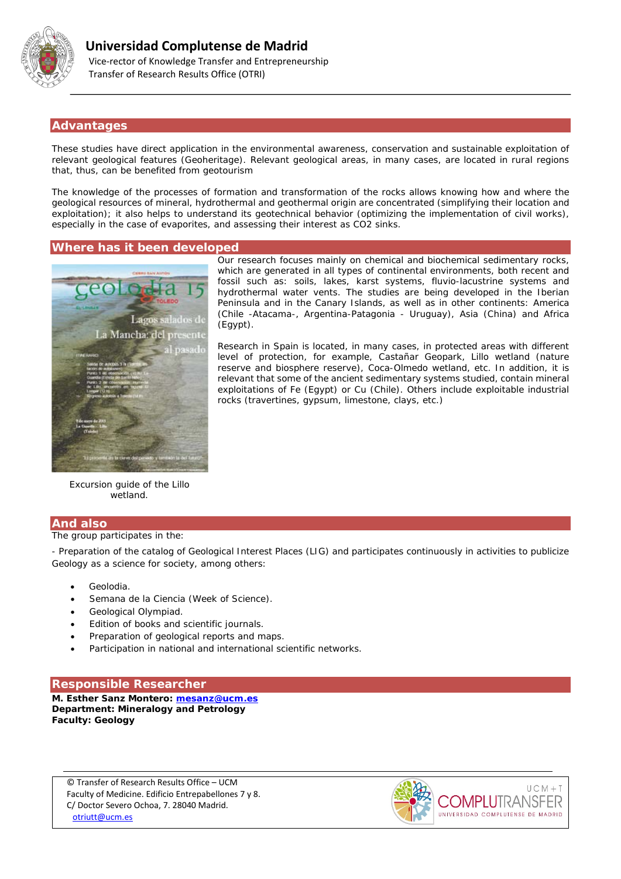## Advantages

These studies have direct application in the environmental awareness, conservation and sustainable exploitation of relevant geological features (Geoheritage). Relevant geological areas, in many cases, are located in rural regions that, thus, can be benefited from geotourism

The knowledge of the processes of formation and transformation of the rocks allows knowing how and where the geological resources of mineral, hydrothermal and geothermal origin are concentrated (simplifying their location and exploitation); it also helps to understand its geotechnical behavior (optimizing the implementation of civil works), especially in the case of evaporites, and assessing their interest as $CO_2$ sinks.

## Where has it been developed

Our research focuses mainly on chemical and biochemical sedimentary rocks, which are generated in all types of continental environments, both recent and fossil such as: soils, lakes, karst systems, fluvio-lacustrine systems and hydrothermal water vents. The studies are being developed in the Iberian Peninsula and in the Canary Islands, as well as in other continents: America (Chile -Atacama-, Argentina-Patagonia - Uruguay), Asia (China) and Africa (Egypt).

Research in Spain is located, in many cases, in protected areas with different level of protection, for example, Castañar Geopark, Lillo wetland (nature reserve and biosphere reserve), Coca-Olmedo wetland, etc. In addition, it is relevant that some of the ancient sedimentary systems studied, contain mineral exploitations of Fe (Egypt) or Cu (Chile). Others include exploitable industrial rocks (travertines, gypsum, limestone, clays, etc.)

Excursion guide of the Lillo wetland.

## And also

The group participates in the:

- Preparation of the catalog of Geological Interest Places (LIG) and participates continuously in activities to publicize Geology as a science for society, among others:

- Geolodia.
- Semana de la Ciencia (Week of Science).
- Geological Olympiad.
- Edition of books and scientific journals.
- Preparation of geological reports and maps.
- Participation in national and international scientific networks.

## Responsible Researcher

**M. Esther Sanz Montero: mesanz@ucm.es**
**Department: Mineralogy and Petrology**
**Faculty: Geology**

© Transfer of Research Results Office – UCM
Faculty of Medicine. Edificio Entrepabellones 7 y 8.
C/ Doctor Severo Ochoa, 7. 28040 Madrid.
otriutt@ucm.es